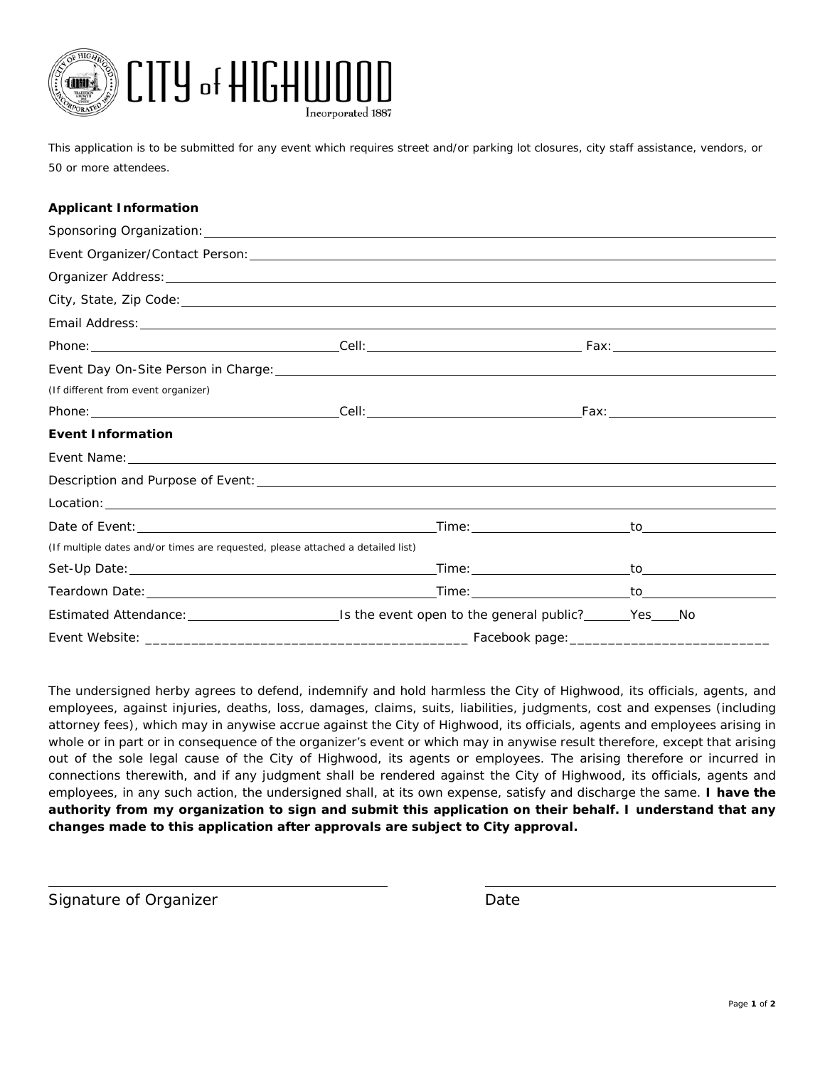# CITY of HIGHWOOD

Incorporated 1887

This application is to be submitted for any event which requires street and/or parking lot closures, city staff assistance, vendors, or 50 or more attendees.

**Applicant Information**

Sponsoring Organization: ______________________________

Event Organizer/Contact Person: ______________________________

Organizer Address: ______________________________

City, State, Zip Code: ______________________________

Email Address: ______________________________

Phone: ____________________ Cell: ____________________ Fax: ____________________

Event Day On-Site Person in Charge: ______________________________

(If different from event organizer)

Phone: ____________________ Cell: ____________________ Fax: ____________________

**Event Information**

Event Name: ______________________________

Description and Purpose of Event: ______________________________

Location: ______________________________

Date of Event: ____________________ Time: ____________________ to ____________________

(If multiple dates and/or times are requested, please attached a detailed list)

Set-Up Date: ____________________ Time: ____________________ to ____________________

Teardown Date: ____________________ Time: ____________________ to ____________________

Estimated Attendance: ____________________ Is the event open to the general public?_______Yes____No

Event Website: ________________________________________ Facebook page:__________________________

The undersigned herby agrees to defend, indemnify and hold harmless the City of Highwood, its officials, agents, and employees, against injuries, deaths, loss, damages, claims, suits, liabilities, judgments, cost and expenses (including attorney fees), which may in anywise accrue against the City of Highwood, its officials, agents and employees arising in whole or in part or in consequence of the organizer's event or which may in anywise result therefore, except that arising out of the sole legal cause of the City of Highwood, its agents or employees. The arising therefore or incurred in connections therewith, and if any judgment shall be rendered against the City of Highwood, its officials, agents and employees, in any such action, the undersigned shall, at its own expense, satisfy and discharge the same. **I have the authority from my organization to sign and submit this application on their behalf. I understand that any changes made to this application after approvals are subject to City approval.**

______________________________ ______________________________

Signature of Organizer Date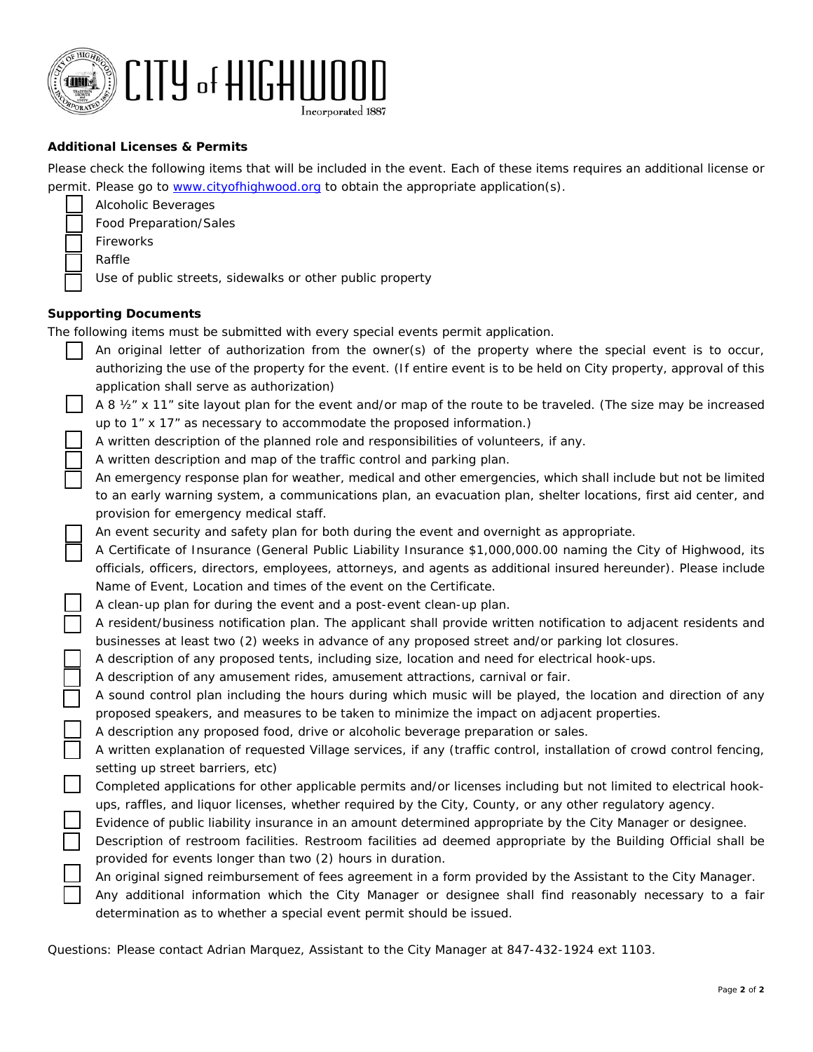CITY of HIGHWOOD
Incorporated 1887

**Additional Licenses & Permits**

Please check the following items that will be included in the event. Each of these items requires an additional license or permit. Please go to www.cityofhighwood.org to obtain the appropriate application(s).

- ☐ Alcoholic Beverages
- ☐ Food Preparation/Sales
- ☐ Fireworks
- ☐ Raffle
- ☐ Use of public streets, sidewalks or other public property

**Supporting Documents**

The following items must be submitted with every special events permit application.

- ☐ An original letter of authorization from the owner(s) of the property where the special event is to occur, authorizing the use of the property for the event. (If entire event is to be held on City property, approval of this application shall serve as authorization)
- ☐ A 8 ½" x 11" site layout plan for the event and/or map of the route to be traveled. (The size may be increased up to 1" x 17" as necessary to accommodate the proposed information.)
- ☐ A written description of the planned role and responsibilities of volunteers, if any.
- ☐ A written description and map of the traffic control and parking plan.
- ☐ An emergency response plan for weather, medical and other emergencies, which shall include but not be limited to an early warning system, a communications plan, an evacuation plan, shelter locations, first aid center, and provision for emergency medical staff.
- ☐ An event security and safety plan for both during the event and overnight as appropriate.
- ☐ A Certificate of Insurance (General Public Liability Insurance $1,000,000.00 naming the City of Highwood, its officials, officers, directors, employees, attorneys, and agents as additional insured hereunder). Please include Name of Event, Location and times of the event on the Certificate.
- ☐ A clean-up plan for during the event and a post-event clean-up plan.
- ☐ A resident/business notification plan. The applicant shall provide written notification to adjacent residents and businesses at least two (2) weeks in advance of any proposed street and/or parking lot closures.
- ☐ A description of any proposed tents, including size, location and need for electrical hook-ups.
- ☐ A description of any amusement rides, amusement attractions, carnival or fair.
- ☐ A sound control plan including the hours during which music will be played, the location and direction of any proposed speakers, and measures to be taken to minimize the impact on adjacent properties.
- ☐ A description any proposed food, drive or alcoholic beverage preparation or sales.
- ☐ A written explanation of requested Village services, if any (traffic control, installation of crowd control fencing, setting up street barriers, etc)
- ☐ Completed applications for other applicable permits and/or licenses including but not limited to electrical hook-ups, raffles, and liquor licenses, whether required by the City, County, or any other regulatory agency.
- ☐ Evidence of public liability insurance in an amount determined appropriate by the City Manager or designee.
- ☐ Description of restroom facilities. Restroom facilities ad deemed appropriate by the Building Official shall be provided for events longer than two (2) hours in duration.
- ☐ An original signed reimbursement of fees agreement in a form provided by the Assistant to the City Manager.
- ☐ Any additional information which the City Manager or designee shall find reasonably necessary to a fair determination as to whether a special event permit should be issued.

Questions: Please contact Adrian Marquez, Assistant to the City Manager at 847-432-1924 ext 1103.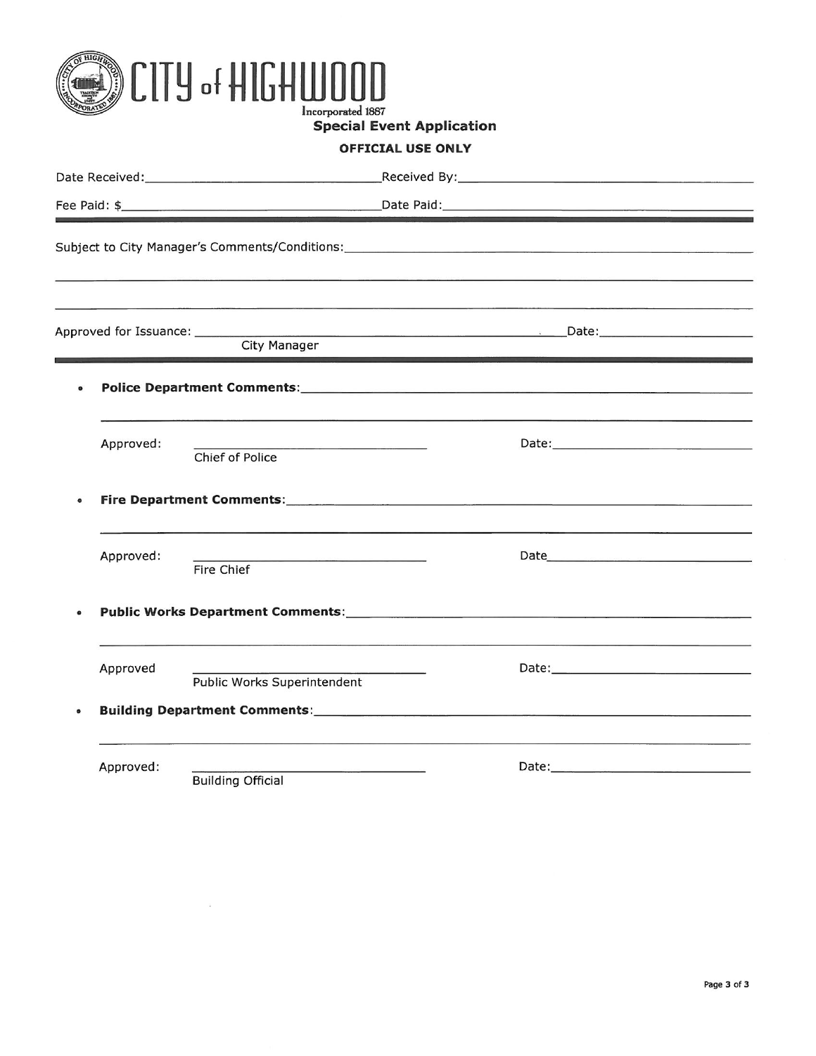# CITY of HIGHWOOD

Incorporated 1887

## Special Event Application

**OFFICIAL USE ONLY**

Date Received:\_\_\_\_\_\_\_\_\_\_\_\_\_\_\_\_\_\_\_\_\_\_\_\_\_\_\_\_\_\_ Received By:\_\_\_\_\_\_\_\_\_\_\_\_\_\_\_\_\_\_\_\_\_\_\_\_\_\_\_\_\_\_\_\_\_\_\_\_

Fee Paid: $\_\_\_\_\_\_\_\_\_\_\_\_\_\_\_\_\_\_\_\_\_\_\_\_\_\_\_\_\_\_\_\_\_ Date Paid:\_\_\_\_\_\_\_\_\_\_\_\_\_\_\_\_\_\_\_\_\_\_\_\_\_\_\_\_\_\_\_\_\_\_\_\_\_\_\_

---

Subject to City Manager's Comments/Conditions:\_\_\_\_\_\_\_\_\_\_\_\_\_\_\_\_\_\_\_\_\_\_\_\_\_\_\_\_\_\_\_\_\_\_\_\_\_\_\_\_\_\_\_\_\_\_\_\_\_

\_\_\_\_\_\_\_\_\_\_\_\_\_\_\_\_\_\_\_\_\_\_\_\_\_\_\_\_\_\_\_\_\_\_\_\_\_\_\_\_\_\_\_\_\_\_\_\_\_\_\_\_\_\_\_\_\_\_\_\_\_\_\_\_\_\_\_\_\_\_\_\_\_\_\_\_\_\_\_\_\_\_\_\_\_

\_\_\_\_\_\_\_\_\_\_\_\_\_\_\_\_\_\_\_\_\_\_\_\_\_\_\_\_\_\_\_\_\_\_\_\_\_\_\_\_\_\_\_\_\_\_\_\_\_\_\_\_\_\_\_\_\_\_\_\_\_\_\_\_\_\_\_\_\_\_\_\_\_\_\_\_\_\_\_\_\_\_\_\_\_

Approved for Issuance: \_\_\_\_\_\_\_\_\_\_\_\_\_\_\_\_\_\_\_\_\_\_\_\_\_\_\_\_\_\_\_\_\_\_\_\_\_\_\_\_\_\_\_\_\_\_\_\_\_\_ Date:\_\_\_\_\_\_\_\_\_\_\_\_\_\_\_\_\_\_\_\_
City Manager

---

- **Police Department Comments**:\_\_\_\_\_\_\_\_\_\_\_\_\_\_\_\_\_\_\_\_\_\_\_\_\_\_\_\_\_\_\_\_\_\_\_\_\_\_\_\_\_\_\_\_\_\_\_\_\_\_\_\_\_\_\_\_\_\_

  \_\_\_\_\_\_\_\_\_\_\_\_\_\_\_\_\_\_\_\_\_\_\_\_\_\_\_\_\_\_\_\_\_\_\_\_\_\_\_\_\_\_\_\_\_\_\_\_\_\_\_\_\_\_\_\_\_\_\_\_\_\_\_\_\_\_\_\_\_\_\_\_\_\_\_\_\_\_\_\_

  Approved: \_\_\_\_\_\_\_\_\_\_\_\_\_\_\_\_\_\_\_\_\_\_\_\_\_\_\_\_\_\_ Date:\_\_\_\_\_\_\_\_\_\_\_\_\_\_\_\_\_\_\_\_\_\_\_\_\_\_\_
  Chief of Police

- **Fire Department Comments**:\_\_\_\_\_\_\_\_\_\_\_\_\_\_\_\_\_\_\_\_\_\_\_\_\_\_\_\_\_\_\_\_\_\_\_\_\_\_\_\_\_\_\_\_\_\_\_\_\_\_\_\_\_\_\_\_\_\_\_\_

  \_\_\_\_\_\_\_\_\_\_\_\_\_\_\_\_\_\_\_\_\_\_\_\_\_\_\_\_\_\_\_\_\_\_\_\_\_\_\_\_\_\_\_\_\_\_\_\_\_\_\_\_\_\_\_\_\_\_\_\_\_\_\_\_\_\_\_\_\_\_\_\_\_\_\_\_\_\_\_\_

  Approved: \_\_\_\_\_\_\_\_\_\_\_\_\_\_\_\_\_\_\_\_\_\_\_\_\_\_\_\_\_\_ Date\_\_\_\_\_\_\_\_\_\_\_\_\_\_\_\_\_\_\_\_\_\_\_\_\_\_\_\_
  Fire Chief

- **Public Works Department Comments**:\_\_\_\_\_\_\_\_\_\_\_\_\_\_\_\_\_\_\_\_\_\_\_\_\_\_\_\_\_\_\_\_\_\_\_\_\_\_\_\_\_\_\_\_\_\_\_\_\_\_\_\_

  \_\_\_\_\_\_\_\_\_\_\_\_\_\_\_\_\_\_\_\_\_\_\_\_\_\_\_\_\_\_\_\_\_\_\_\_\_\_\_\_\_\_\_\_\_\_\_\_\_\_\_\_\_\_\_\_\_\_\_\_\_\_\_\_\_\_\_\_\_\_\_\_\_\_\_\_\_\_\_\_

  Approved \_\_\_\_\_\_\_\_\_\_\_\_\_\_\_\_\_\_\_\_\_\_\_\_\_\_\_\_\_\_ Date:\_\_\_\_\_\_\_\_\_\_\_\_\_\_\_\_\_\_\_\_\_\_\_\_\_\_\_
  Public Works Superintendent

- **Building Department Comments**:\_\_\_\_\_\_\_\_\_\_\_\_\_\_\_\_\_\_\_\_\_\_\_\_\_\_\_\_\_\_\_\_\_\_\_\_\_\_\_\_\_\_\_\_\_\_\_\_\_\_\_\_\_\_\_\_

  \_\_\_\_\_\_\_\_\_\_\_\_\_\_\_\_\_\_\_\_\_\_\_\_\_\_\_\_\_\_\_\_\_\_\_\_\_\_\_\_\_\_\_\_\_\_\_\_\_\_\_\_\_\_\_\_\_\_\_\_\_\_\_\_\_\_\_\_\_\_\_\_\_\_\_\_\_\_\_\_

  Approved: \_\_\_\_\_\_\_\_\_\_\_\_\_\_\_\_\_\_\_\_\_\_\_\_\_\_\_\_\_\_ Date:\_\_\_\_\_\_\_\_\_\_\_\_\_\_\_\_\_\_\_\_\_\_\_\_\_\_\_
  Building Official